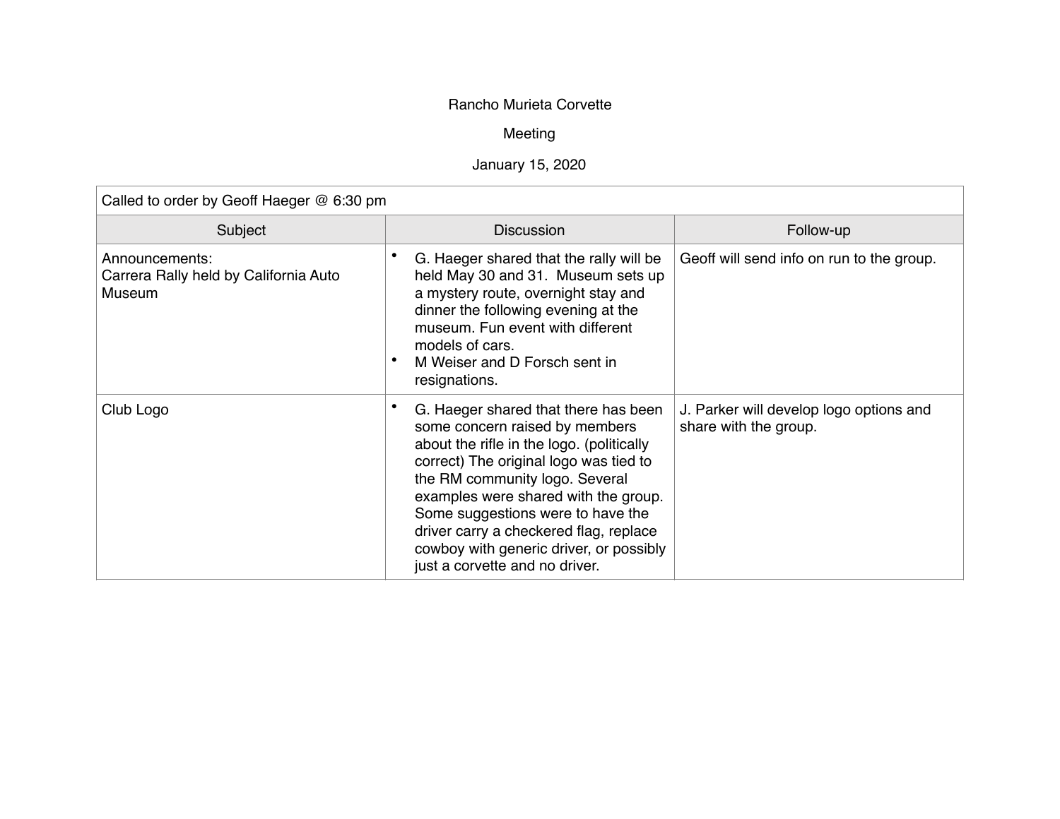Rancho Murieta Corvette

Meeting

January 15, 2020

| Called to order by Geoff Haeger @ 6:30 pm | | |
|---|---|---|
| **Subject** | **Discussion** | **Follow-up** |
| Announcements:<br>Carrera Rally held by California Auto Museum | • G. Haeger shared that the rally will be held May 30 and 31. Museum sets up a mystery route, overnight stay and dinner the following evening at the museum. Fun event with different models of cars.<br>• M Weiser and D Forsch sent in resignations. | Geoff will send info on run to the group. |
| Club Logo | • G. Haeger shared that there has been some concern raised by members about the rifle in the logo. (politically correct) The original logo was tied to the RM community logo. Several examples were shared with the group. Some suggestions were to have the driver carry a checkered flag, replace cowboy with generic driver, or possibly just a corvette and no driver. | J. Parker will develop logo options and share with the group. |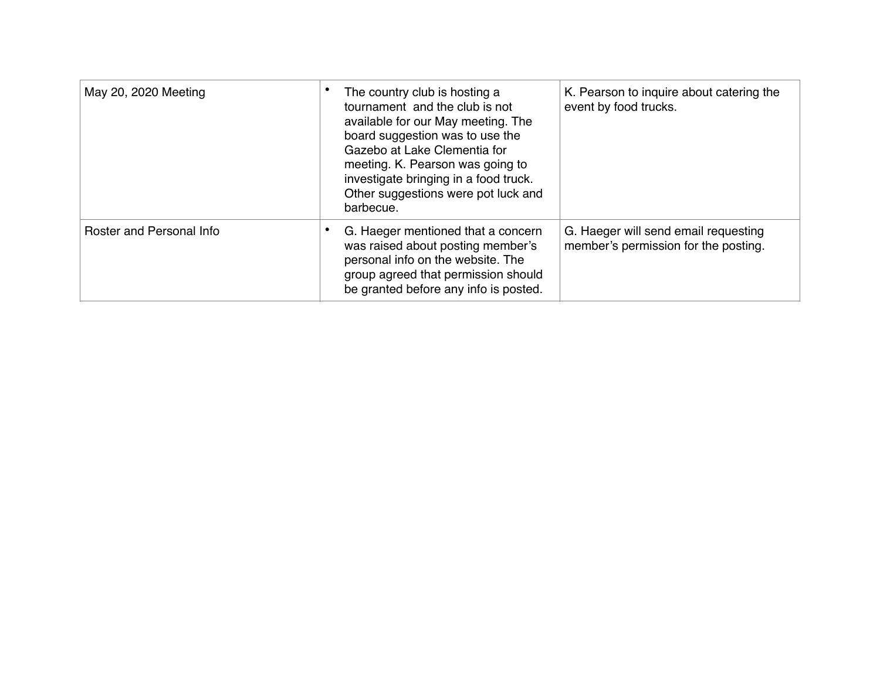| | | |
|---|---|---|
| May 20, 2020 Meeting | • The country club is hosting a tournament and the club is not available for our May meeting. The board suggestion was to use the Gazebo at Lake Clementia for meeting. K. Pearson was going to investigate bringing in a food truck. Other suggestions were pot luck and barbecue. | K. Pearson to inquire about catering the event by food trucks. |
| Roster and Personal Info | • G. Haeger mentioned that a concern was raised about posting member's personal info on the website. The group agreed that permission should be granted before any info is posted. | G. Haeger will send email requesting member's permission for the posting. |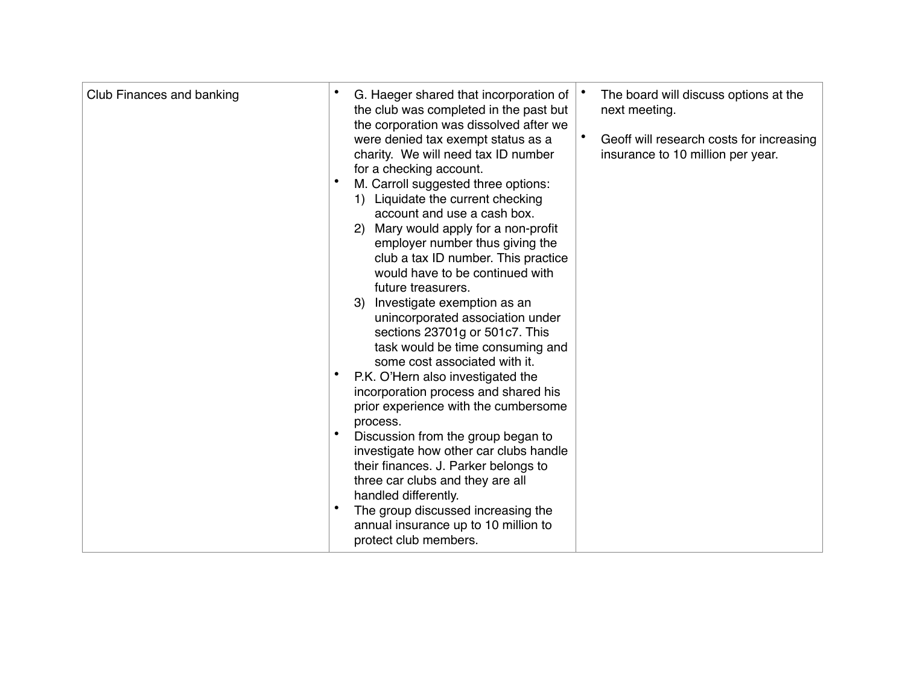| | | |
|---|---|---|
| Club Finances and banking | • G. Haeger shared that incorporation of the club was completed in the past but the corporation was dissolved after we were denied tax exempt status as a charity. We will need tax ID number for a checking account.<br>• M. Carroll suggested three options:<br>1) Liquidate the current checking account and use a cash box.<br>2) Mary would apply for a non-profit employer number thus giving the club a tax ID number. This practice would have to be continued with future treasurers.<br>3) Investigate exemption as an unincorporated association under sections 23701g or 501c7. This task would be time consuming and some cost associated with it.<br>• P.K. O'Hern also investigated the incorporation process and shared his prior experience with the cumbersome process.<br>• Discussion from the group began to investigate how other car clubs handle their finances. J. Parker belongs to three car clubs and they are all handled differently.<br>• The group discussed increasing the annual insurance up to 10 million to protect club members. | • The board will discuss options at the next meeting.<br>• Geoff will research costs for increasing insurance to 10 million per year. |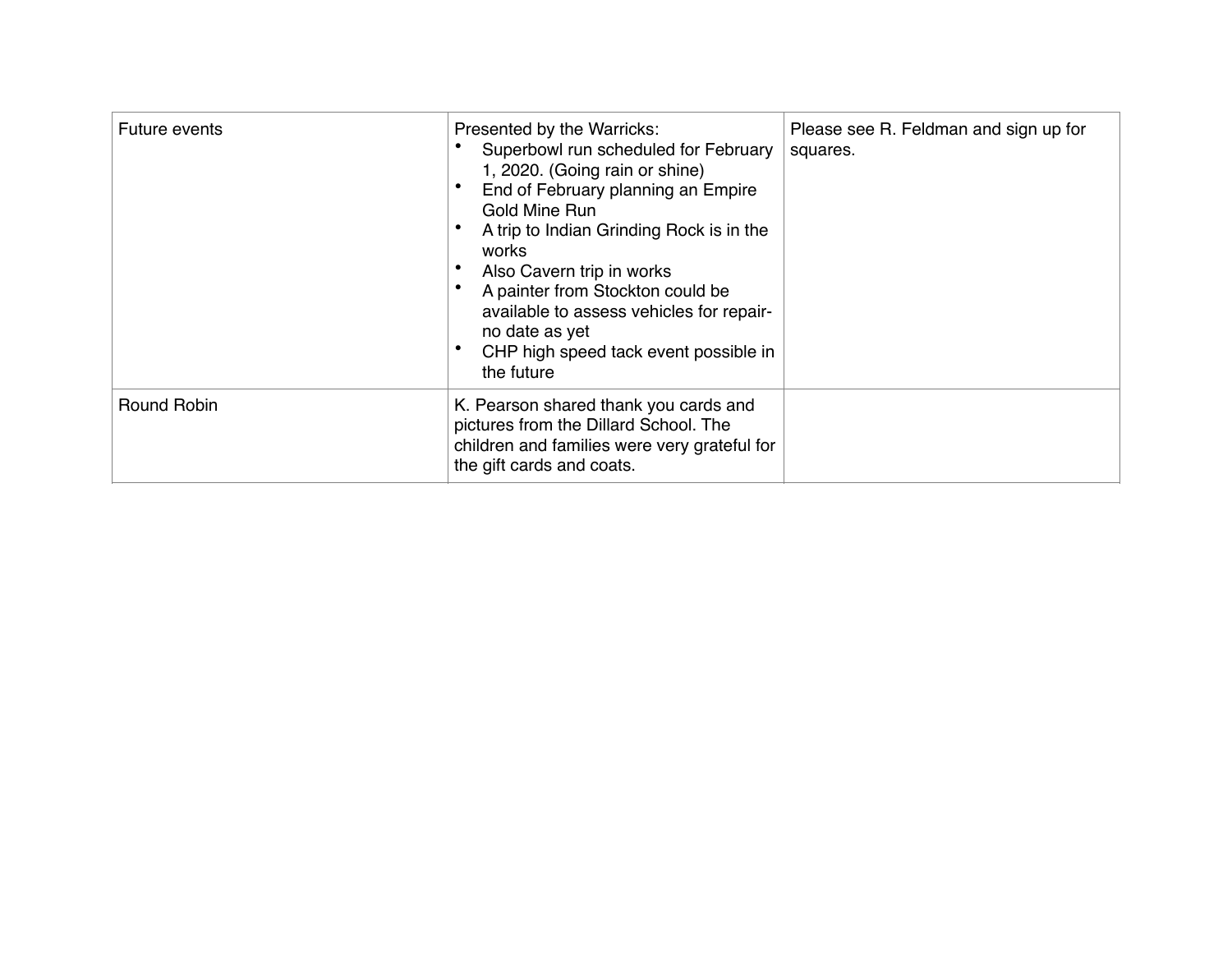| | | |
|---|---|---|
| Future events | Presented by the Warricks:<br>• Superbowl run scheduled for February 1, 2020. (Going rain or shine)<br>• End of February planning an Empire Gold Mine Run<br>• A trip to Indian Grinding Rock is in the works<br>• Also Cavern trip in works<br>• A painter from Stockton could be available to assess vehicles for repair- no date as yet<br>• CHP high speed tack event possible in the future | Please see R. Feldman and sign up for squares. |
| Round Robin | K. Pearson shared thank you cards and pictures from the Dillard School. The children and families were very grateful for the gift cards and coats. | |